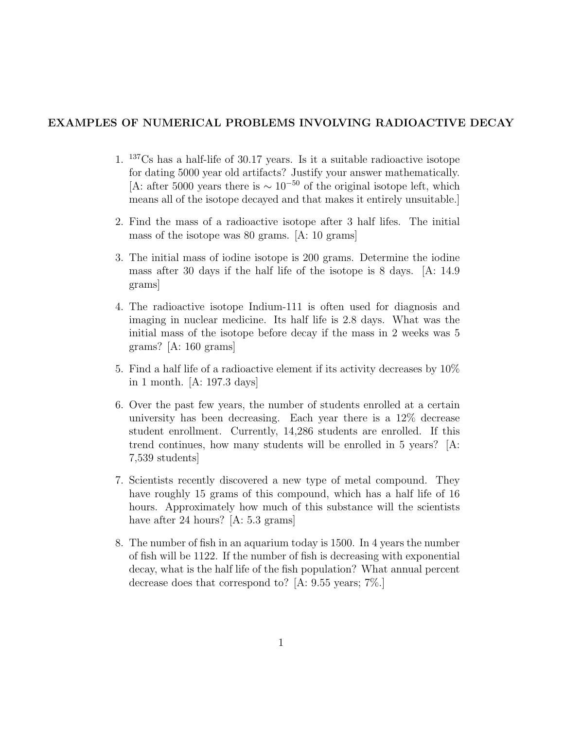**EXAMPLES OF NUMERICAL PROBLEMS INVOLVING RADIOACTIVE DECAY**

1. $^{137}$Cs has a half-life of 30.17 years. Is it a suitable radioactive isotope for dating 5000 year old artifacts? Justify your answer mathematically. [A: after 5000 years there is $\sim 10^{-50}$ of the original isotope left, which means all of the isotope decayed and that makes it entirely unsuitable.]

2. Find the mass of a radioactive isotope after 3 half lifes. The initial mass of the isotope was 80 grams. [A: 10 grams]

3. The initial mass of iodine isotope is 200 grams. Determine the iodine mass after 30 days if the half life of the isotope is 8 days. [A: 14.9 grams]

4. The radioactive isotope Indium-111 is often used for diagnosis and imaging in nuclear medicine. Its half life is 2.8 days. What was the initial mass of the isotope before decay if the mass in 2 weeks was 5 grams? [A: 160 grams]

5. Find a half life of a radioactive element if its activity decreases by 10% in 1 month. [A: 197.3 days]

6. Over the past few years, the number of students enrolled at a certain university has been decreasing. Each year there is a 12% decrease student enrollment. Currently, 14,286 students are enrolled. If this trend continues, how many students will be enrolled in 5 years? [A: 7,539 students]

7. Scientists recently discovered a new type of metal compound. They have roughly 15 grams of this compound, which has a half life of 16 hours. Approximately how much of this substance will the scientists have after 24 hours? [A: 5.3 grams]

8. The number of fish in an aquarium today is 1500. In 4 years the number of fish will be 1122. If the number of fish is decreasing with exponential decay, what is the half life of the fish population? What annual percent decrease does that correspond to? [A: 9.55 years; 7%.]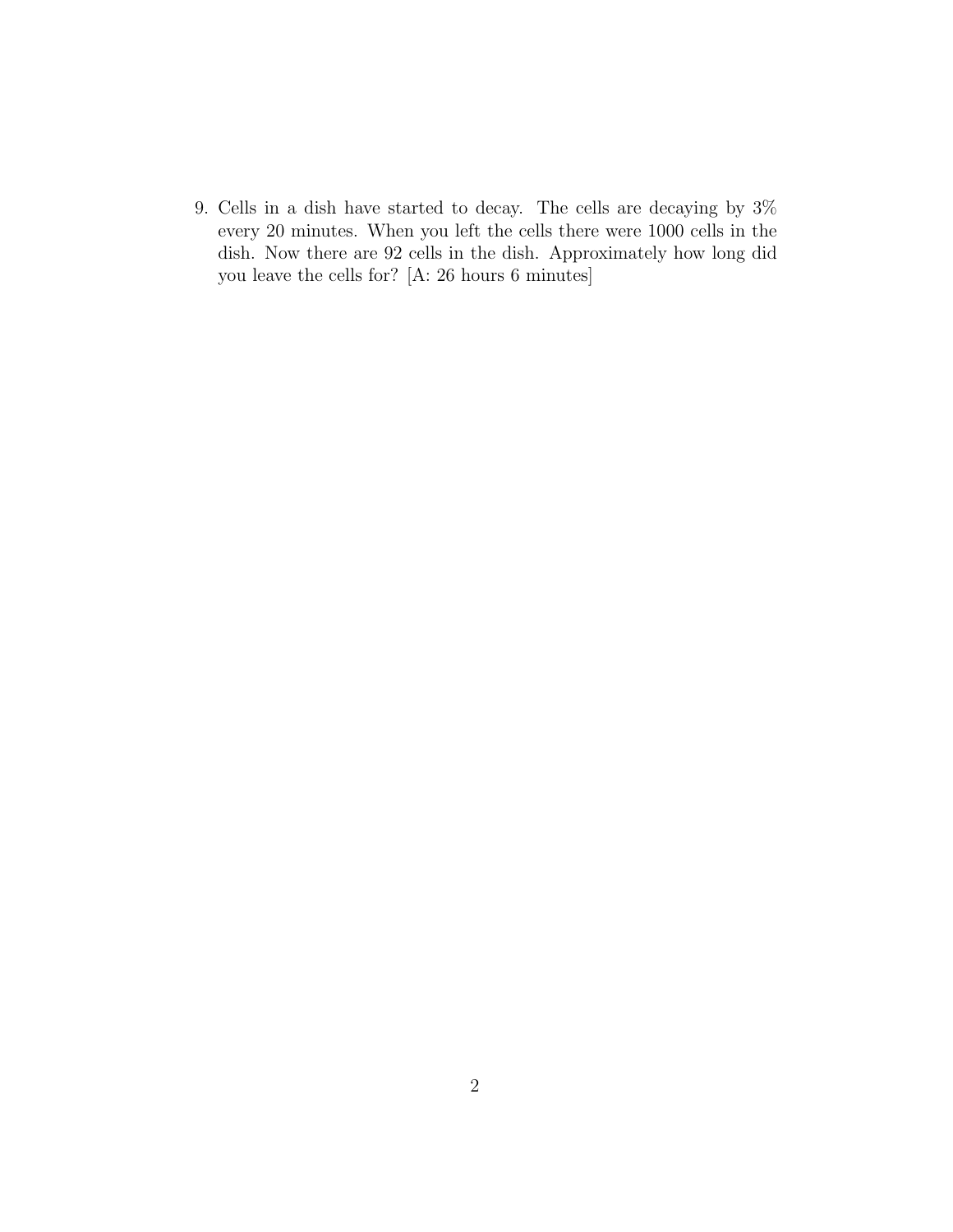9. Cells in a dish have started to decay. The cells are decaying by 3% every 20 minutes. When you left the cells there were 1000 cells in the dish. Now there are 92 cells in the dish. Approximately how long did you leave the cells for? [A: 26 hours 6 minutes]